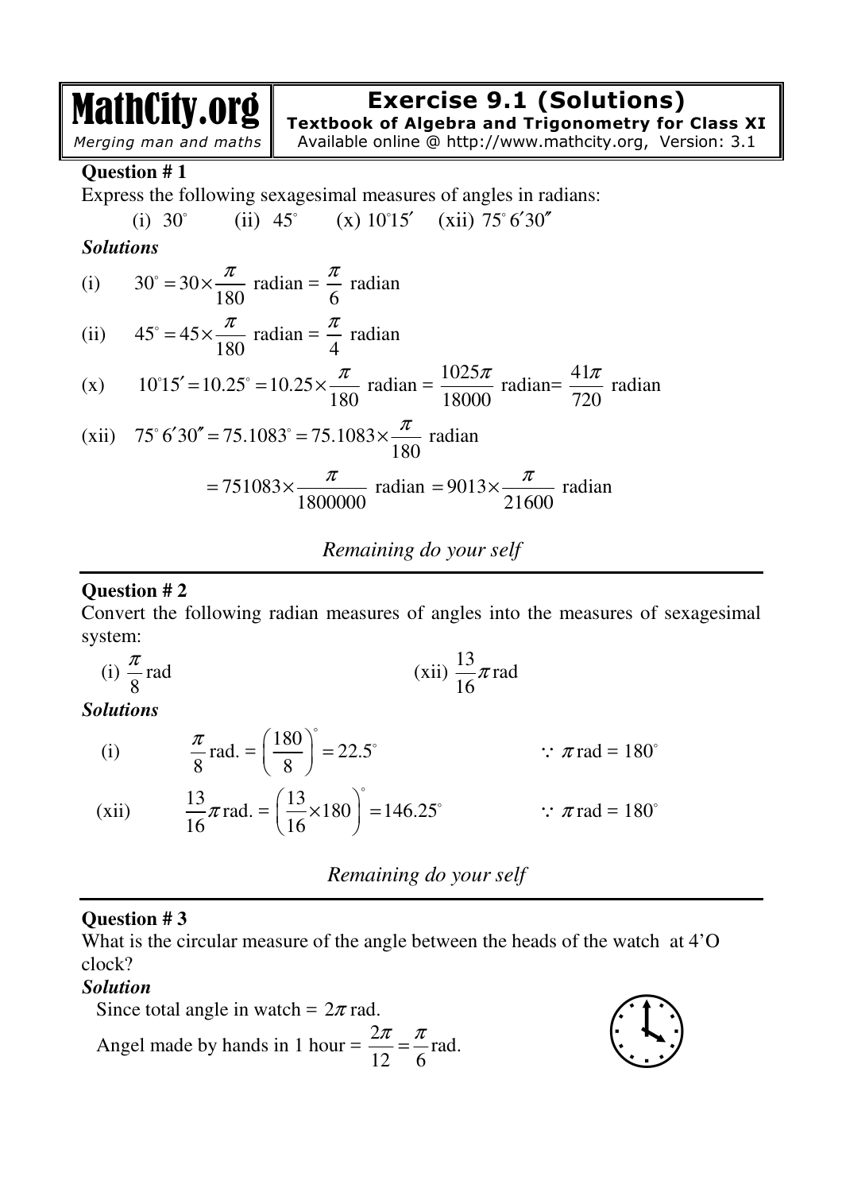# Exercise 9.1 (Solutions)

**Textbook of Algebra and Trigonometry for Class XI**

MathCity.org — *Merging man and maths* — Available online @ http://www.mathcity.org, Version: 3.1

**Question # 1**

Express the following sexagesimal measures of angles in radians:

(i) $30^\circ$ (ii) $45^\circ$ (x) $10^\circ 15'$ (xii) $75^\circ 6' 30''$

***Solutions***

(i) $30^\circ = 30 \times \dfrac{\pi}{180}$ radian $= \dfrac{\pi}{6}$ radian

(ii) $45^\circ = 45 \times \dfrac{\pi}{180}$ radian $= \dfrac{\pi}{4}$ radian

(x) $10^\circ 15' = 10.25^\circ = 10.25 \times \dfrac{\pi}{180}$ radian $= \dfrac{1025\pi}{18000}$ radian $= \dfrac{41\pi}{720}$ radian

(xii) $75^\circ 6' 30'' = 75.1083^\circ = 75.1083 \times \dfrac{\pi}{180}$ radian

$$= 751083 \times \frac{\pi}{1800000} \text{ radian } = 9013 \times \frac{\pi}{21600} \text{ radian}$$

*Remaining do your self*

---

**Question # 2**

Convert the following radian measures of angles into the measures of sexagesimal system:

(i) $\dfrac{\pi}{8}$ rad (xii) $\dfrac{13}{16}\pi$ rad

***Solutions***

(i) $\dfrac{\pi}{8}$ rad. $= \left(\dfrac{180}{8}\right)^\circ = 22.5^\circ$ $\quad \because \pi$ rad $= 180^\circ$

(xii) $\dfrac{13}{16}\pi$ rad. $= \left(\dfrac{13}{16} \times 180\right)^\circ = 146.25^\circ$ $\quad \because \pi$ rad $= 180^\circ$

*Remaining do your self*

---

**Question # 3**

What is the circular measure of the angle between the heads of the watch at 4'O clock?

***Solution***

Since total angle in watch $= 2\pi$ rad.

Angel made by hands in 1 hour $= \dfrac{2\pi}{12} = \dfrac{\pi}{6}$ rad.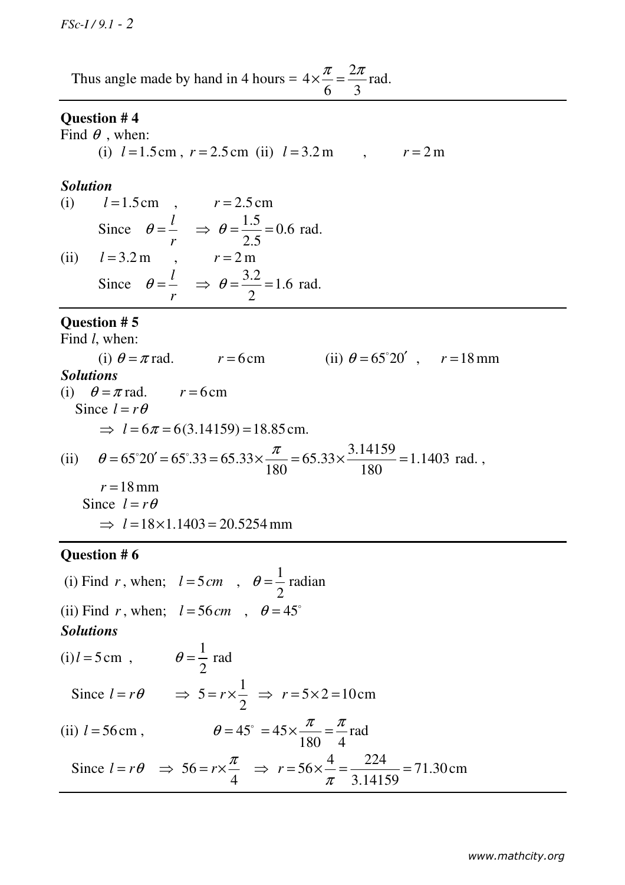Thus angle made by hand in 4 hours = $4\times\frac{\pi}{6}=\frac{2\pi}{3}$ rad.

---

**Question # 4**
Find $\theta$ , when:

(i) $l = 1.5\,\text{cm}$ , $r = 2.5\,\text{cm}$ (ii) $l = 3.2\,\text{m}$ , $r = 2\,\text{m}$

***Solution***

(i) $l = 1.5\,\text{cm}$ , $r = 2.5\,\text{cm}$

Since $\theta = \frac{l}{r} \Rightarrow \theta = \frac{1.5}{2.5} = 0.6$ rad.

(ii) $l = 3.2\,\text{m}$ , $r = 2\,\text{m}$

Since $\theta = \frac{l}{r} \Rightarrow \theta = \frac{3.2}{2} = 1.6$ rad.

---

**Question # 5**
Find *l*, when:

(i) $\theta = \pi$ rad. $r = 6\,\text{cm}$ (ii) $\theta = 65^\circ 20'$ , $r = 18\,\text{mm}$

***Solutions***

(i) $\theta = \pi$ rad. $r = 6\,\text{cm}$

Since $l = r\theta$

$\Rightarrow l = 6\pi = 6(3.14159) = 18.85\,\text{cm}.$

(ii) $\theta = 65^\circ 20' = 65^\circ.33 = 65.33\times\frac{\pi}{180} = 65.33\times\frac{3.14159}{180} = 1.1403$ rad. ,

$r = 18\,\text{mm}$

Since $l = r\theta$

$\Rightarrow l = 18\times 1.1403 = 20.5254\,\text{mm}$

---

**Question # 6**

(i) Find $r$, when; $l = 5\,cm$ , $\theta = \frac{1}{2}$ radian

(ii) Find $r$, when; $l = 56\,cm$ , $\theta = 45^\circ$

***Solutions***

(i) $l = 5\,\text{cm}$ , $\theta = \frac{1}{2}$ rad

Since $l = r\theta \Rightarrow 5 = r\times\frac{1}{2} \Rightarrow r = 5\times 2 = 10\,\text{cm}$

(ii) $l = 56\,\text{cm}$ , $\theta = 45^\circ = 45\times\frac{\pi}{180} = \frac{\pi}{4}$ rad

Since $l = r\theta \Rightarrow 56 = r\times\frac{\pi}{4} \Rightarrow r = 56\times\frac{4}{\pi} = \frac{224}{3.14159} = 71.30\,\text{cm}$

---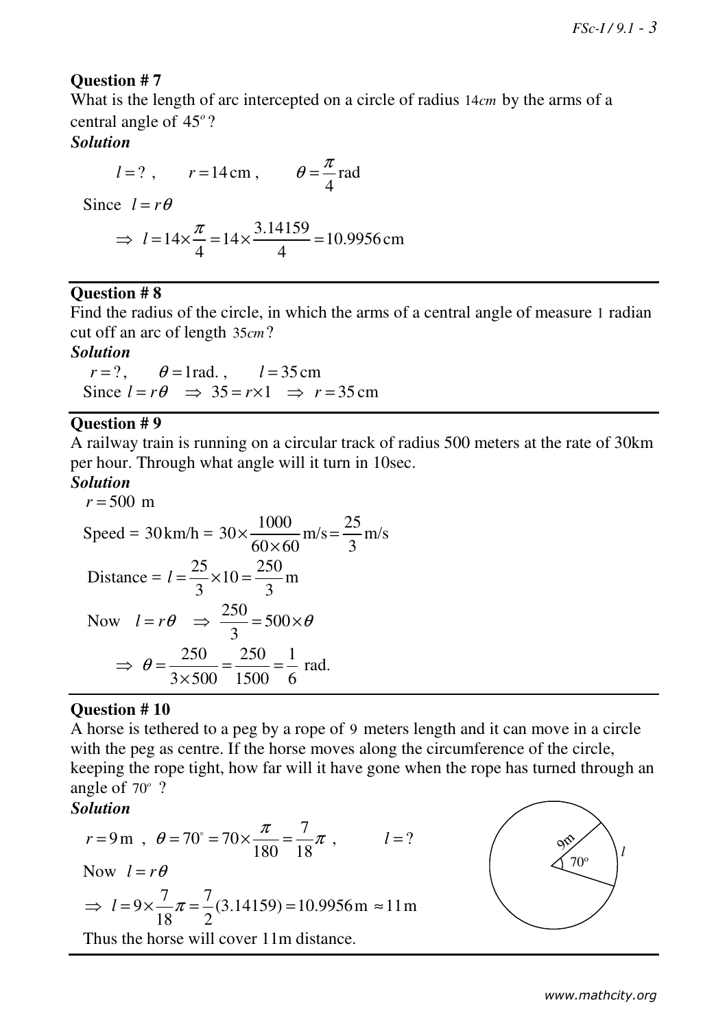**Question # 7**

What is the length of arc intercepted on a circle of radius $14cm$ by the arms of a central angle of $45^o$?

***Solution***

$$l = ?\ , \qquad r = 14\,\text{cm}\ , \qquad \theta = \frac{\pi}{4}\text{rad}$$

Since $l = r\theta$

$$\Rightarrow\ l = 14\times\frac{\pi}{4} = 14\times\frac{3.14159}{4} = 10.9956\,\text{cm}$$

---

**Question # 8**

Find the radius of the circle, in which the arms of a central angle of measure $1$ radian cut off an arc of length $35cm$?

***Solution***

$r = ?, \qquad \theta = 1\text{rad.}, \qquad l = 35\,\text{cm}$

Since $l = r\theta \ \Rightarrow\ 35 = r\times 1 \ \Rightarrow\ r = 35\,\text{cm}$

---

**Question # 9**

A railway train is running on a circular track of radius 500 meters at the rate of 30km per hour. Through what angle will it turn in 10sec.

***Solution***

$r = 500$ m

Speed = $30\,\text{km/h} = 30\times\frac{1000}{60\times 60}\,\text{m/s} = \frac{25}{3}\,\text{m/s}$

Distance = $l = \frac{25}{3}\times 10 = \frac{250}{3}\,\text{m}$

Now $\ l = r\theta \ \Rightarrow\ \frac{250}{3} = 500\times\theta$

$$\Rightarrow\ \theta = \frac{250}{3\times 500} = \frac{250}{1500} = \frac{1}{6}\ \text{rad.}$$

---

**Question # 10**

A horse is tethered to a peg by a rope of $9$ meters length and it can move in a circle with the peg as centre. If the horse moves along the circumference of the circle, keeping the rope tight, how far will it have gone when the rope has turned through an angle of $70^o$ ?

***Solution***

$r = 9\,\text{m}\ ,\ \theta = 70^\circ = 70\times\frac{\pi}{180} = \frac{7}{18}\pi\ , \qquad l = ?$

Now $\ l = r\theta$

$$\Rightarrow\ l = 9\times\frac{7}{18}\pi = \frac{7}{2}(3.14159) = 10.9956\,\text{m} \approx 11\,\text{m}$$

Thus the horse will cover 11m distance.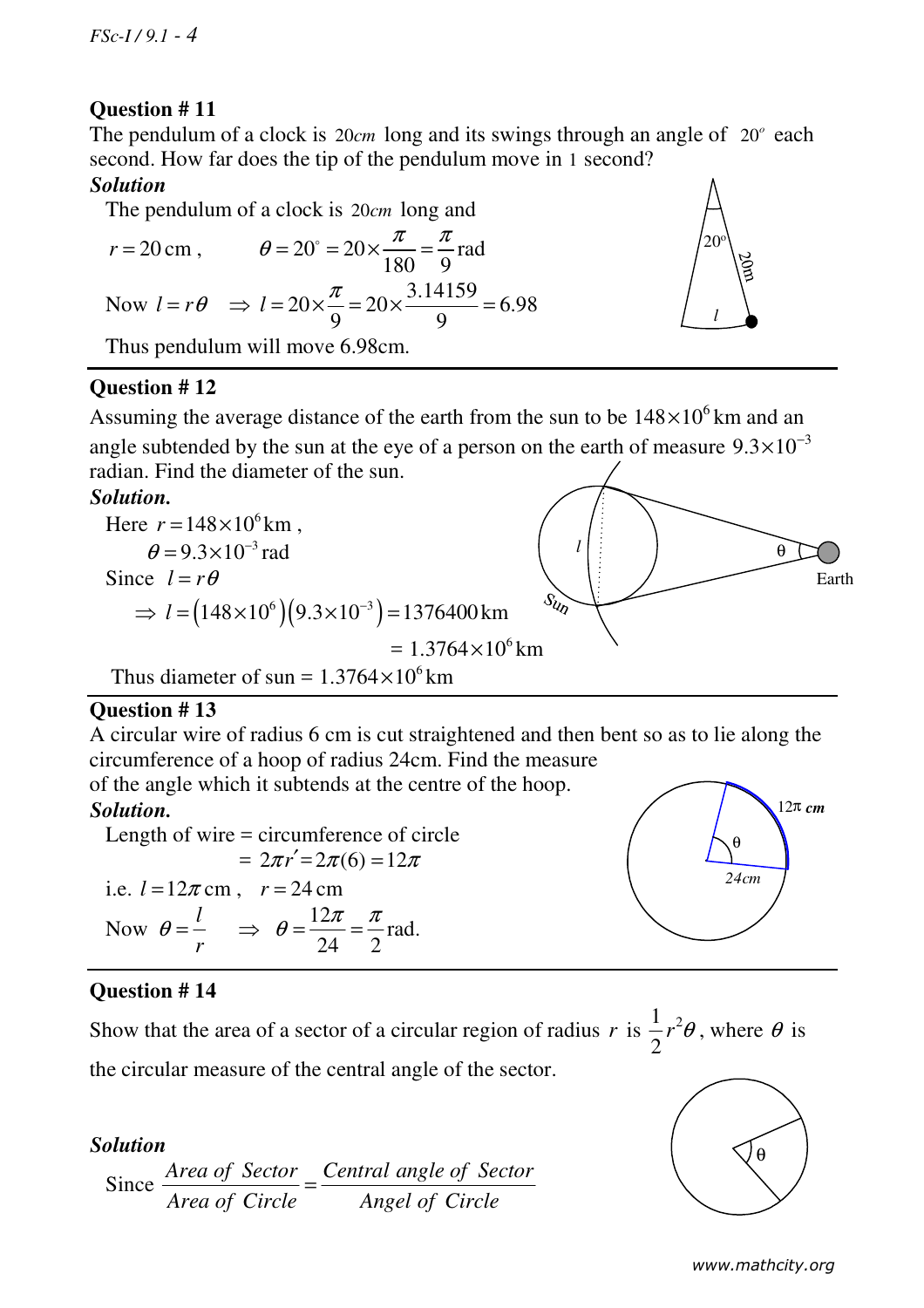### Question # 11

The pendulum of a clock is $20cm$ long and its swings through an angle of $20^o$ each second. How far does the tip of the pendulum move in 1 second?

***Solution***

The pendulum of a clock is $20cm$ long and

$r = 20\text{ cm}$, $\quad \theta = 20^\circ = 20 \times \frac{\pi}{180} = \frac{\pi}{9}\text{rad}$

Now $l = r\theta \quad \Rightarrow l = 20 \times \frac{\pi}{9} = 20 \times \frac{3.14159}{9} = 6.98$

Thus pendulum will move 6.98cm.

### Question # 12

Assuming the average distance of the earth from the sun to be $148 \times 10^6$ km and an angle subtended by the sun at the eye of a person on the earth of measure $9.3 \times 10^{-3}$ radian. Find the diameter of the sun.

***Solution.***

Here $r = 148 \times 10^6\text{ km}$,

$\theta = 9.3 \times 10^{-3}\text{ rad}$

Since $l = r\theta$

$\Rightarrow l = \left(148 \times 10^6\right)\left(9.3 \times 10^{-3}\right) = 1376400\text{ km}$

$= 1.3764 \times 10^6\text{ km}$

Thus diameter of sun = $1.3764 \times 10^6\text{ km}$

### Question # 13

A circular wire of radius 6 cm is cut straightened and then bent so as to lie along the circumference of a hoop of radius 24cm. Find the measure of the angle which it subtends at the centre of the hoop.

***Solution.***

Length of wire = circumference of circle

$= 2\pi r' = 2\pi(6) = 12\pi$

i.e. $l = 12\pi\text{ cm}$, $\quad r = 24\text{ cm}$

Now $\theta = \frac{l}{r} \quad \Rightarrow \quad \theta = \frac{12\pi}{24} = \frac{\pi}{2}\text{rad.}$

### Question # 14

Show that the area of a sector of a circular region of radius $r$ is $\frac{1}{2}r^2\theta$, where $\theta$ is the circular measure of the central angle of the sector.

***Solution***

Since $\dfrac{\textit{Area of Sector}}{\textit{Area of Circle}} = \dfrac{\textit{Central angle of Sector}}{\textit{Angel of Circle}}$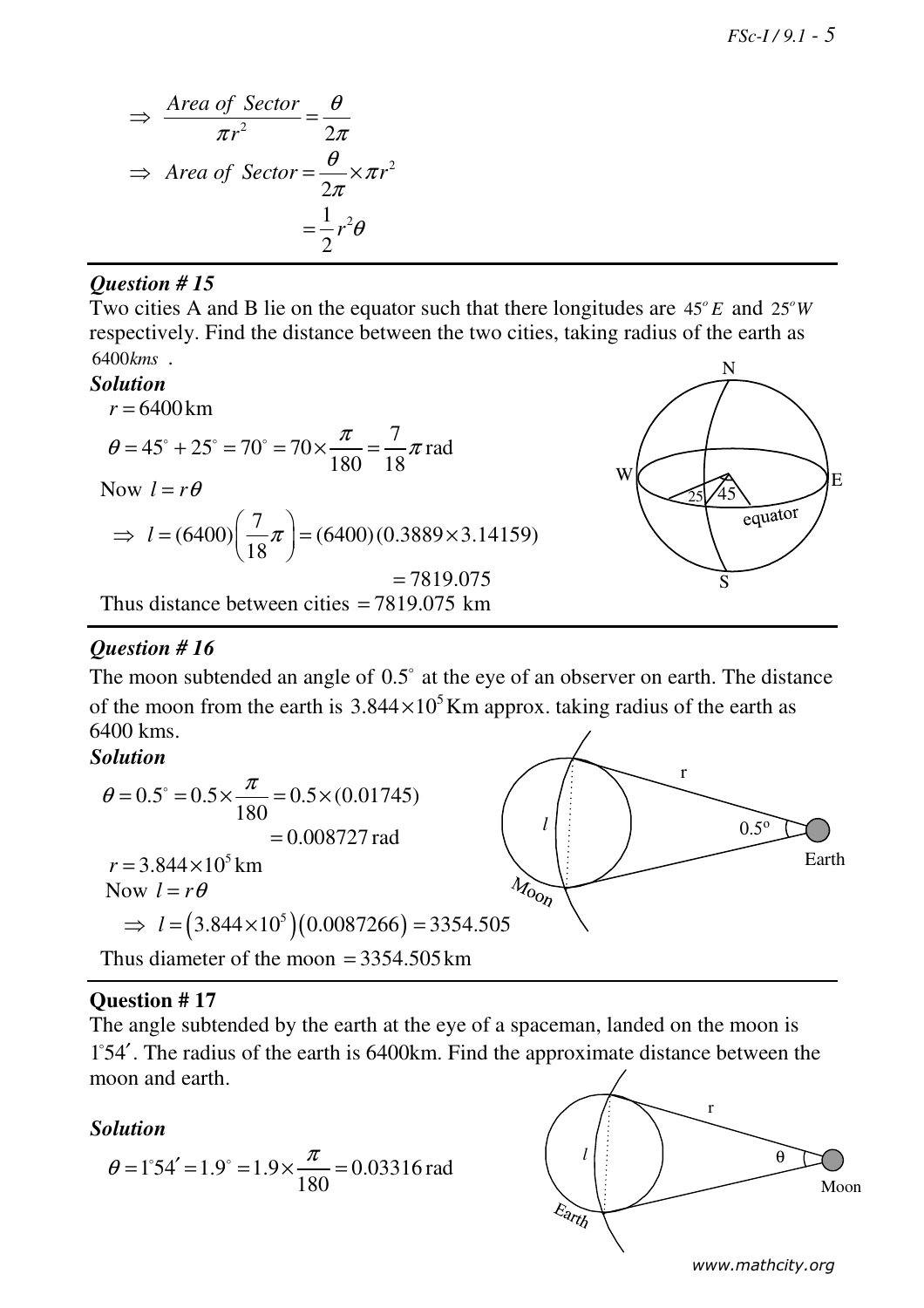$$\Rightarrow \frac{Area\ of\ Sector}{\pi r^2} = \frac{\theta}{2\pi}$$

$$\Rightarrow Area\ of\ Sector = \frac{\theta}{2\pi} \times \pi r^2$$

$$= \frac{1}{2} r^2 \theta$$

---

### *Question # 15*

Two cities A and B lie on the equator such that there longitudes are $45^o E$ and $25^o W$ respectively. Find the distance between the two cities, taking radius of the earth as $6400 kms$ .

***Solution***

$r = 6400\,\text{km}$

$\theta = 45^\circ + 25^\circ = 70^\circ = 70 \times \dfrac{\pi}{180} = \dfrac{7}{18}\pi\,\text{rad}$

Now $l = r\theta$

$\Rightarrow\ l = (6400)\left(\dfrac{7}{18}\pi\right) = (6400)(0.3889 \times 3.14159)$

$= 7819.075$

Thus distance between cities $= 7819.075$ km

---

### *Question # 16*

The moon subtended an angle of $0.5^\circ$ at the eye of an observer on earth. The distance of the moon from the earth is $3.844 \times 10^5$ Km approx. taking radius of the earth as 6400 kms.

***Solution***

$\theta = 0.5^\circ = 0.5 \times \dfrac{\pi}{180} = 0.5 \times (0.01745)$

$= 0.008727\,\text{rad}$

$r = 3.844 \times 10^5\,\text{km}$

Now $l = r\theta$

$\Rightarrow\ l = \left(3.844 \times 10^5\right)(0.0087266) = 3354.505$

Thus diameter of the moon $= 3354.505\,\text{km}$

---

### **Question # 17**

The angle subtended by the earth at the eye of a spaceman, landed on the moon is $1^\circ 54'$. The radius of the earth is 6400km. Find the approximate distance between the moon and earth.

***Solution***

$\theta = 1^\circ 54' = 1.9^\circ = 1.9 \times \dfrac{\pi}{180} = 0.03316\,\text{rad}$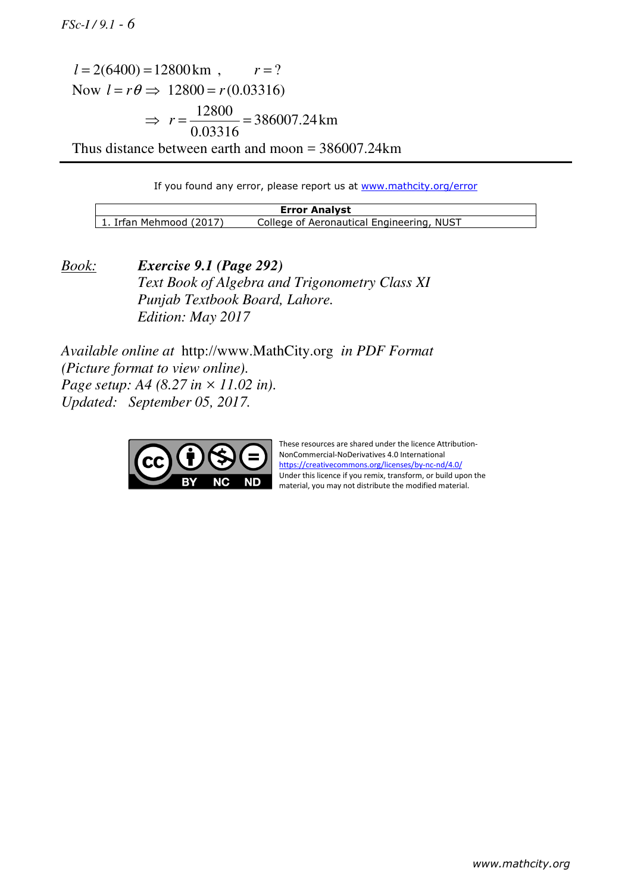$l = 2(6400) = 12800\,\text{km}$ , $\quad r = ?$

Now $l = r\theta \Rightarrow 12800 = r(0.03316)$

$$\Rightarrow r = \frac{12800}{0.03316} = 386007.24\,\text{km}$$

Thus distance between earth and moon = 386007.24km

---

If you found any error, please report us at www.mathcity.org/error

| Error Analyst | |
|---|---|
| 1. Irfan Mehmood (2017) | College of Aeronautical Engineering, NUST |

*Book:* ***Exercise 9.1 (Page 292)***
*Text Book of Algebra and Trigonometry Class XI*
*Punjab Textbook Board, Lahore.*
*Edition: May 2017*

*Available online at* http://www.MathCity.org *in PDF Format*
*(Picture format to view online).*
*Page setup: A4 (8.27 in × 11.02 in).*
*Updated: September 05, 2017.*

These resources are shared under the licence Attribution-NonCommercial-NoDerivatives 4.0 International https://creativecommons.org/licenses/by-nc-nd/4.0/
Under this licence if you remix, transform, or build upon the material, you may not distribute the modified material.